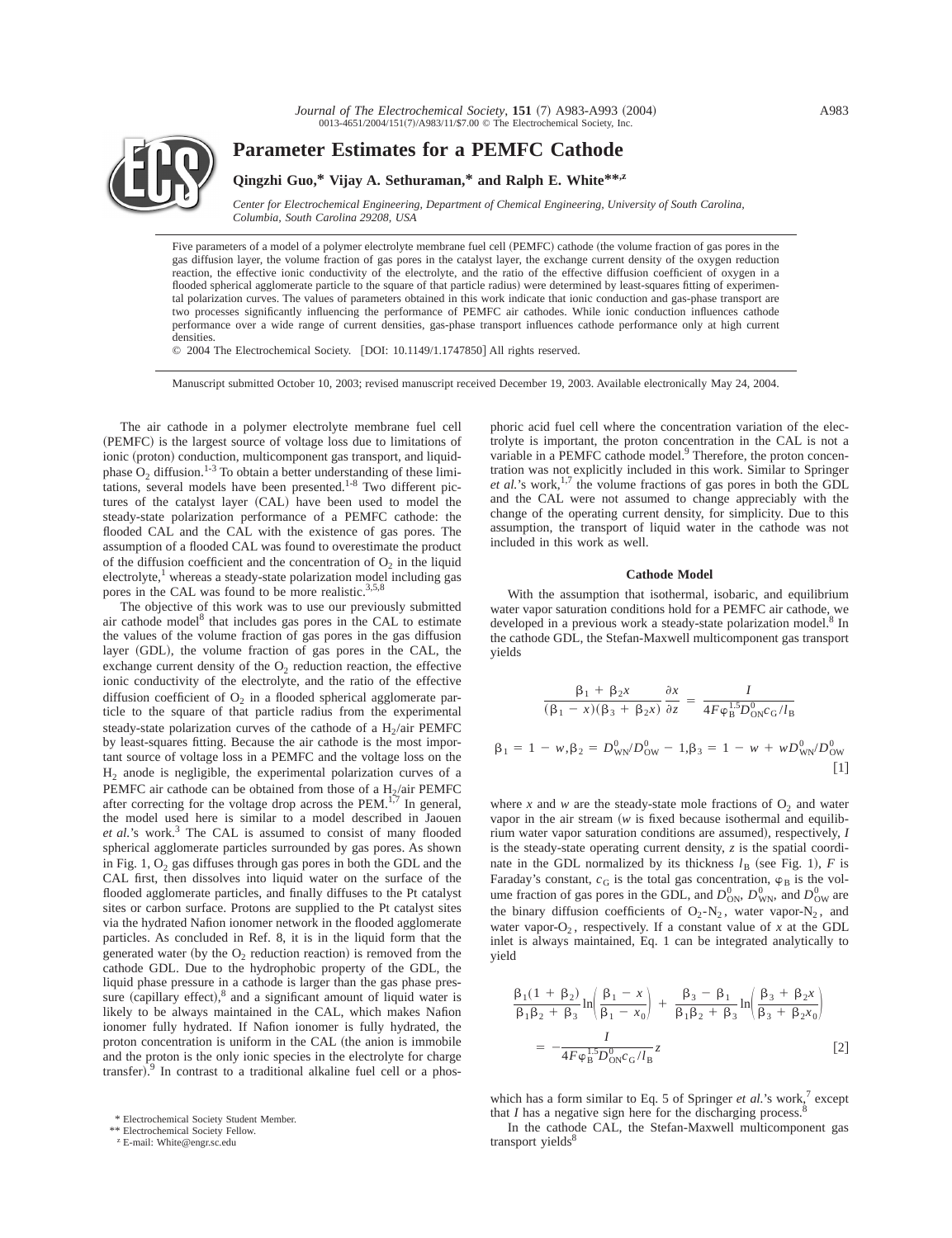# Parameter Estimates for a PEMFC Cathode

**Qingzhi Guo,* Vijay A. Sethuraman,* and Ralph E. White**,z**

*Center for Electrochemical Engineering, Department of Chemical Engineering, University of South Carolina, Columbia, South Carolina 29208, USA*

Five parameters of a model of a polymer electrolyte membrane fuel cell (PEMFC) cathode (the volume fraction of gas pores in the gas diffusion layer, the volume fraction of gas pores in the catalyst layer, the exchange current density of the oxygen reduction reaction, the effective ionic conductivity of the electrolyte, and the ratio of the effective diffusion coefficient of oxygen in a flooded spherical agglomerate particle to the square of that particle radius) were determined by least-squares fitting of experimental polarization curves. The values of parameters obtained in this work indicate that ionic conduction and gas-phase transport are two processes significantly influencing the performance of PEMFC air cathodes. While ionic conduction influences cathode performance over a wide range of current densities, gas-phase transport influences cathode performance only at high current densities.

© 2004 The Electrochemical Society. [DOI: 10.1149/1.1747850] All rights reserved.

Manuscript submitted October 10, 2003; revised manuscript received December 19, 2003. Available electronically May 24, 2004.

The air cathode in a polymer electrolyte membrane fuel cell (PEMFC) is the largest source of voltage loss due to limitations of ionic (proton) conduction, multicomponent gas transport, and liquid-phase $O_2$ diffusion.[1-3] To obtain a better understanding of these limitations, several models have been presented.[1-8] Two different pictures of the catalyst layer (CAL) have been used to model the steady-state polarization performance of a PEMFC cathode: the flooded CAL and the CAL with the existence of gas pores. The assumption of a flooded CAL was found to overestimate the product of the diffusion coefficient and the concentration of $O_2$ in the liquid electrolyte,[1] whereas a steady-state polarization model including gas pores in the CAL was found to be more realistic.[3,5,8]

The objective of this work was to use our previously submitted air cathode model[8] that includes gas pores in the CAL to estimate the values of the volume fraction of gas pores in the gas diffusion layer (GDL), the volume fraction of gas pores in the CAL, the exchange current density of the $O_2$ reduction reaction, the effective ionic conductivity of the electrolyte, and the ratio of the effective diffusion coefficient of $O_2$ in a flooded spherical agglomerate particle to the square of that particle radius from the experimental steady-state polarization curves of the cathode of a $H_2$/air PEMFC by least-squares fitting. Because the air cathode is the most important source of voltage loss in a PEMFC and the voltage loss on the $H_2$ anode is negligible, the experimental polarization curves of a PEMFC air cathode can be obtained from those of a $H_2$/air PEMFC after correcting for the voltage drop across the PEM.[1,7] In general, the model used here is similar to a model described in Jaouen *et al.*'s work.[3] The CAL is assumed to consist of many flooded spherical agglomerate particles surrounded by gas pores. As shown in Fig. 1, $O_2$ gas diffuses through gas pores in both the GDL and the CAL first, then dissolves into liquid water on the surface of the flooded agglomerate particles, and finally diffuses to the Pt catalyst sites or carbon surface. Protons are supplied to the Pt catalyst sites via the hydrated Nafion ionomer network in the flooded agglomerate particles. As concluded in Ref. 8, it is in the liquid form that the generated water (by the $O_2$ reduction reaction) is removed from the cathode GDL. Due to the hydrophobic property of the GDL, the liquid phase pressure in a cathode is larger than the gas phase pressure (capillary effect),[8] and a significant amount of liquid water is likely to be always maintained in the CAL, which makes Nafion ionomer fully hydrated. If Nafion ionomer is fully hydrated, the proton concentration is uniform in the CAL (the anion is immobile and the proton is the only ionic species in the electrolyte for charge transfer).[9] In contrast to a traditional alkaline fuel cell or a phosphoric acid fuel cell where the concentration variation of the electrolyte is important, the proton concentration in the CAL is not a variable in a PEMFC cathode model.[9] Therefore, the proton concentration was not explicitly included in this work. Similar to Springer *et al.*'s work,[1,7] the volume fractions of gas pores in both the GDL and the CAL were not assumed to change appreciably with the change of the operating current density, for simplicity. Due to this assumption, the transport of liquid water in the cathode was not included in this work as well.

### Cathode Model

With the assumption that isothermal, isobaric, and equilibrium water vapor saturation conditions hold for a PEMFC air cathode, we developed in a previous work a steady-state polarization model.[8] In the cathode GDL, the Stefan-Maxwell multicomponent gas transport yields

$$\frac{\beta_1 + \beta_2 x}{(\beta_1 - x)(\beta_3 + \beta_2 x)} \frac{\partial x}{\partial z} = \frac{I}{4F\varphi_B^{1.5} D_{ON}^0 c_G / l_B}$$

$$\beta_1 = 1 - w, \beta_2 = D_{WN}^0/D_{OW}^0 - 1, \beta_3 = 1 - w + wD_{WN}^0/D_{OW}^0 \qquad [1]$$

where $x$ and $w$ are the steady-state mole fractions of $O_2$ and water vapor in the air stream ($w$ is fixed because isothermal and equilibrium water vapor saturation conditions are assumed), respectively, $I$ is the steady-state operating current density, $z$ is the spatial coordinate in the GDL normalized by its thickness $l_B$ (see Fig. 1), $F$ is Faraday's constant, $c_G$ is the total gas concentration, $\varphi_B$ is the volume fraction of gas pores in the GDL, and $D_{ON}^0$, $D_{WN}^0$, and $D_{OW}^0$ are the binary diffusion coefficients of $O_2$-$N_2$, water vapor-$N_2$, and water vapor-$O_2$, respectively. If a constant value of $x$ at the GDL inlet is always maintained, Eq. 1 can be integrated analytically to yield

$$\frac{\beta_1(1 + \beta_2)}{\beta_1\beta_2 + \beta_3} \ln\left(\frac{\beta_1 - x}{\beta_1 - x_0}\right) + \frac{\beta_3 - \beta_1}{\beta_1\beta_2 + \beta_3} \ln\left(\frac{\beta_3 + \beta_2 x}{\beta_3 + \beta_2 x_0}\right) = -\frac{I}{4F\varphi_B^{1.5} D_{ON}^0 c_G / l_B} z \qquad [2]$$

which has a form similar to Eq. 5 of Springer *et al.*'s work,[7] except that $I$ has a negative sign here for the discharging process.[8]

In the cathode CAL, the Stefan-Maxwell multicomponent gas transport yields[8]

\* Electrochemical Society Student Member.

\*\* Electrochemical Society Fellow.

z E-mail: White@engr.sc.edu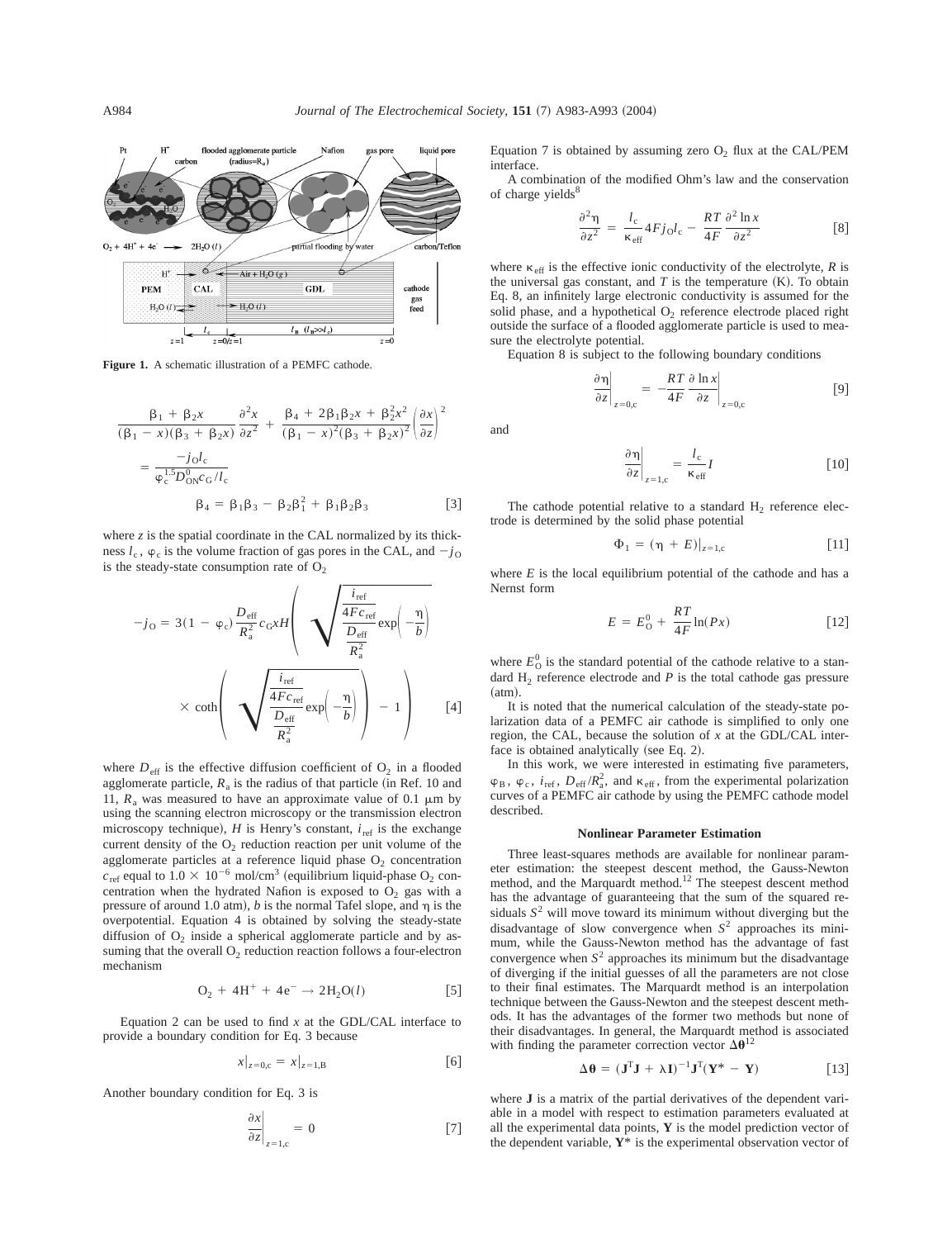Figure 1. A schematic illustration of a PEMFC cathode.

$$\frac{\beta_1 + \beta_2 x}{(\beta_1 - x)(\beta_3 + \beta_2 x)} \frac{\partial^2 x}{\partial z^2} + \frac{\beta_4 + 2\beta_1\beta_2 x + \beta_2^2 x^2}{(\beta_1 - x)^2(\beta_3 + \beta_2 x)^2} \left(\frac{\partial x}{\partial z}\right)^2 = \frac{-j_{\mathrm{O}} l_{\mathrm{c}}}{\varphi_{\mathrm{c}}^{1.5} D_{\mathrm{ON}}^0 c_{\mathrm{G}} / l_{\mathrm{c}}}$$

$$\beta_4 = \beta_1\beta_3 - \beta_2\beta_1^2 + \beta_1\beta_2\beta_3 \quad [3]$$

where $z$ is the spatial coordinate in the CAL normalized by its thickness $l_c$, $\varphi_c$ is the volume fraction of gas pores in the CAL, and $-j_{\mathrm{O}}$ is the steady-state consumption rate of $O_2$

$$-j_{\mathrm{O}} = 3(1 - \varphi_{\mathrm{c}}) \frac{D_{\mathrm{eff}}}{R_{\mathrm{a}}^2} c_{\mathrm{G}} x H \left( \sqrt{\frac{\frac{i_{\mathrm{ref}}}{4Fc_{\mathrm{ref}}}}{\frac{D_{\mathrm{eff}}}{R_{\mathrm{a}}^2}} \exp\left(-\frac{\eta}{b}\right)} \times \coth\left( \sqrt{\frac{\frac{i_{\mathrm{ref}}}{4Fc_{\mathrm{ref}}}}{\frac{D_{\mathrm{eff}}}{R_{\mathrm{a}}^2}} \exp\left(-\frac{\eta}{b}\right)} \right) - 1 \right) \quad [4]$$

where $D_{\mathrm{eff}}$ is the effective diffusion coefficient of $O_2$ in a flooded agglomerate particle, $R_a$ is the radius of that particle (in Ref. 10 and 11, $R_a$ was measured to have an approximate value of 0.1 μm by using the scanning electron microscopy or the transmission electron microscopy technique), $H$ is Henry's constant, $i_{\mathrm{ref}}$ is the exchange current density of the $O_2$ reduction reaction per unit volume of the agglomerate particles at a reference liquid phase $O_2$ concentration $c_{\mathrm{ref}}$ equal to $1.0 \times 10^{-6}$ mol/cm$^3$ (equilibrium liquid-phase $O_2$ concentration when the hydrated Nafion is exposed to $O_2$ gas with a pressure of around 1.0 atm), $b$ is the normal Tafel slope, and $\eta$ is the overpotential. Equation 4 is obtained by solving the steady-state diffusion of $O_2$ inside a spherical agglomerate particle and by assuming that the overall $O_2$ reduction reaction follows a four-electron mechanism

$$O_2 + 4H^+ + 4e^- \rightarrow 2H_2O(l) \quad [5]$$

Equation 2 can be used to find $x$ at the GDL/CAL interface to provide a boundary condition for Eq. 3 because

$$x|_{z=0,\mathrm{c}} = x|_{z=1,\mathrm{B}} \quad [6]$$

Another boundary condition for Eq. 3 is

$$\left.\frac{\partial x}{\partial z}\right|_{z=1,\mathrm{c}} = 0 \quad [7]$$

Equation 7 is obtained by assuming zero $O_2$ flux at the CAL/PEM interface.

A combination of the modified Ohm's law and the conservation of charge yields[8]

$$\frac{\partial^2 \eta}{\partial z^2} = \frac{l_{\mathrm{c}}}{\kappa_{\mathrm{eff}}} 4F j_{\mathrm{O}} l_{\mathrm{c}} - \frac{RT}{4F} \frac{\partial^2 \ln x}{\partial z^2} \quad [8]$$

where $\kappa_{\mathrm{eff}}$ is the effective ionic conductivity of the electrolyte, $R$ is the universal gas constant, and $T$ is the temperature (K). To obtain Eq. 8, an infinitely large electronic conductivity is assumed for the solid phase, and a hypothetical $O_2$ reference electrode placed right outside the surface of a flooded agglomerate particle is used to measure the electrolyte potential.

Equation 8 is subject to the following boundary conditions

$$\left.\frac{\partial \eta}{\partial z}\right|_{z=0,\mathrm{c}} = -\frac{RT}{4F} \left.\frac{\partial \ln x}{\partial z}\right|_{z=0,\mathrm{c}} \quad [9]$$

and

$$\left.\frac{\partial \eta}{\partial z}\right|_{z=1,\mathrm{c}} = \frac{l_{\mathrm{c}}}{\kappa_{\mathrm{eff}}} I \quad [10]$$

The cathode potential relative to a standard $H_2$ reference electrode is determined by the solid phase potential

$$\Phi_1 = (\eta + E)|_{z=1,\mathrm{c}} \quad [11]$$

where $E$ is the local equilibrium potential of the cathode and has a Nernst form

$$E = E_{\mathrm{O}}^0 + \frac{RT}{4F} \ln(Px) \quad [12]$$

where $E_{\mathrm{O}}^0$ is the standard potential of the cathode relative to a standard $H_2$ reference electrode and $P$ is the total cathode gas pressure (atm).

It is noted that the numerical calculation of the steady-state polarization data of a PEMFC air cathode is simplified to only one region, the CAL, because the solution of $x$ at the GDL/CAL interface is obtained analytically (see Eq. 2).

In this work, we were interested in estimating five parameters, $\varphi_{\mathrm{B}}$, $\varphi_{\mathrm{c}}$, $i_{\mathrm{ref}}$, $D_{\mathrm{eff}}/R_{\mathrm{a}}^2$, and $\kappa_{\mathrm{eff}}$, from the experimental polarization curves of a PEMFC air cathode by using the PEMFC cathode model described.

## Nonlinear Parameter Estimation

Three least-squares methods are available for nonlinear parameter estimation: the steepest descent method, the Gauss-Newton method, and the Marquardt method.[12] The steepest descent method has the advantage of guaranteeing that the sum of the squared residuals $S^2$ will move toward its minimum without diverging but the disadvantage of slow convergence when $S^2$ approaches its minimum, while the Gauss-Newton method has the advantage of fast convergence when $S^2$ approaches its minimum but the disadvantage of diverging if the initial guesses of all the parameters are not close to their final estimates. The Marquardt method is an interpolation technique between the Gauss-Newton and the steepest descent methods. It has the advantages of the former two methods but none of their disadvantages. In general, the Marquardt method is associated with finding the parameter correction vector $\boldsymbol{\Delta\theta}$[12]

$$\boldsymbol{\Delta\theta} = (\mathbf{J}^{\mathrm{T}}\mathbf{J} + \lambda\mathbf{I})^{-1}\mathbf{J}^{\mathrm{T}}(\mathbf{Y}^* - \mathbf{Y}) \quad [13]$$

where $\mathbf{J}$ is a matrix of the partial derivatives of the dependent variable in a model with respect to estimation parameters evaluated at all the experimental data points, $\mathbf{Y}$ is the model prediction vector of the dependent variable, $\mathbf{Y}^*$ is the experimental observation vector of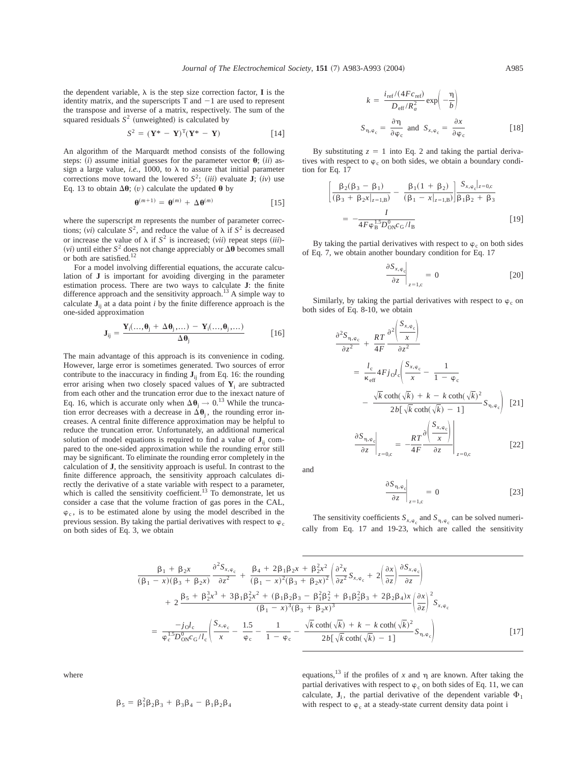the dependent variable, $\lambda$ is the step size correction factor, $\mathbf{I}$ is the identity matrix, and the superscripts T and $-1$ are used to represent the transpose and inverse of a matrix, respectively. The sum of the squared residuals $S^2$ (unweighted) is calculated by

$$S^2 = (\mathbf{Y}^* - \mathbf{Y})^{\mathrm{T}}(\mathbf{Y}^* - \mathbf{Y}) \qquad [14]$$

An algorithm of the Marquardt method consists of the following steps: (*i*) assume initial guesses for the parameter vector $\boldsymbol{\theta}$; (*ii*) assign a large value, *i.e.*, 1000, to $\lambda$ to assure that initial parameter corrections move toward the lowered $S^2$; (*iii*) evaluate $\mathbf{J}$; (*iv*) use Eq. 13 to obtain $\Delta\boldsymbol{\theta}$; (*v*) calculate the updated $\boldsymbol{\theta}$ by

$$\boldsymbol{\theta}^{(m+1)} = \boldsymbol{\theta}^{(m)} + \Delta\boldsymbol{\theta}^{(m)} \qquad [15]$$

where the superscript $m$ represents the number of parameter corrections; (*vi*) calculate $S^2$, and reduce the value of $\lambda$ if $S^2$ is decreased or increase the value of $\lambda$ if $S^2$ is increased; (*vii*) repeat steps (*iii*)-(*vi*) until either $S^2$ does not change appreciably or $\Delta\boldsymbol{\theta}$ becomes small or both are satisfied.[12]

For a model involving differential equations, the accurate calculation of $\mathbf{J}$ is important for avoiding diverging in the parameter estimation process. There are two ways to calculate $\mathbf{J}$: the finite difference approach and the sensitivity approach.[13] A simple way to calculate $\mathbf{J}_{ij}$ at a data point $i$ by the finite difference approach is the one-sided approximation

$$\mathbf{J}_{ij} = \frac{\mathbf{Y}_i(\ldots,\boldsymbol{\theta}_j + \Delta\boldsymbol{\theta}_j,\ldots) - \mathbf{Y}_i(\ldots,\boldsymbol{\theta}_j,\ldots)}{\Delta\boldsymbol{\theta}_j} \qquad [16]$$

The main advantage of this approach is its convenience in coding. However, large error is sometimes generated. Two sources of error contribute to the inaccuracy in finding $\mathbf{J}_{ij}$ from Eq. 16: the rounding error arising when two closely spaced values of $\mathbf{Y}_i$ are subtracted from each other and the truncation error due to the inexact nature of Eq. 16, which is accurate only when $\Delta\boldsymbol{\theta}_j \rightarrow 0$.[13] While the truncation error decreases with a decrease in $\Delta\boldsymbol{\theta}_j$, the rounding error increases. A central finite difference approximation may be helpful to reduce the truncation error. Unfortunately, an additional numerical solution of model equations is required to find a value of $\mathbf{J}_{ij}$ compared to the one-sided approximation while the rounding error still may be significant. To eliminate the rounding error completely in the calculation of $\mathbf{J}$, the sensitivity approach is useful. In contrast to the finite difference approach, the sensitivity approach calculates directly the derivative of a state variable with respect to a parameter, which is called the sensitivity coefficient.[13] To demonstrate, let us consider a case that the volume fraction of gas pores in the CAL, $\varphi_c$, is to be estimated alone by using the model described in the previous session. By taking the partial derivatives with respect to $\varphi_c$ on both sides of Eq. 3, we obtain

$$\begin{aligned}
&\frac{\beta_1 + \beta_2 x}{(\beta_1 - x)(\beta_3 + \beta_2 x)}\frac{\partial^2 S_{x,\varphi_c}}{\partial z^2} + \frac{\beta_4 + 2\beta_1\beta_2 x + \beta_2^2 x^2}{(\beta_1 - x)^2(\beta_3 + \beta_2 x)^2}\left(\frac{\partial^2 x}{\partial z^2}S_{x,\varphi_c} + 2\left(\frac{\partial x}{\partial z}\right)\frac{\partial S_{x,\varphi_c}}{\partial z}\right) \\
&\quad + 2\,\frac{\beta_5 + \beta_2^3 x^3 + 3\beta_1\beta_2^2 x^2 + (\beta_1\beta_2\beta_3 - \beta_1^2\beta_2^2 + \beta_1\beta_2^2\beta_3 + 2\beta_2\beta_4)x}{(\beta_1 - x)^3(\beta_3 + \beta_2 x)^3}\left(\frac{\partial x}{\partial z}\right)^2 S_{x,\varphi_c} \\
&= \frac{-j_{\mathrm{O}} l_{\mathrm{c}}}{\varphi_c^{1.5} D_{\mathrm{ON}}^0 c_{\mathrm{G}}/l_{\mathrm{c}}}\left(\frac{S_{x,\varphi_c}}{x} - \frac{1.5}{\varphi_c} - \frac{1}{1 - \varphi_c} - \frac{\sqrt{k}\coth(\sqrt{k}) + k - k\coth(\sqrt{k})^2}{2b[\sqrt{k}\coth(\sqrt{k}) - 1]}S_{\eta,\varphi_c}\right)
\end{aligned} \qquad [17]$$

where

$$\beta_5 = \beta_1^2\beta_2\beta_3 + \beta_3\beta_4 - \beta_1\beta_2\beta_4$$

$$k = \frac{i_{\mathrm{ref}}/(4Fc_{\mathrm{ref}})}{D_{\mathrm{eff}}/R_a^2}\exp\left(-\frac{\eta}{b}\right)$$

$$S_{\eta,\varphi_c} = \frac{\partial \eta}{\partial \varphi_c} \text{ and } S_{x,\varphi_c} = \frac{\partial x}{\partial \varphi_c} \qquad [18]$$

By substituting $z = 1$ into Eq. 2 and taking the partial derivatives with respect to $\varphi_c$ on both sides, we obtain a boundary condition for Eq. 17

$$\left[\frac{\beta_2(\beta_3 - \beta_1)}{(\beta_3 + \beta_2 x|_{z=1,\mathrm{B}})} - \frac{\beta_1(1 + \beta_2)}{(\beta_1 - x|_{z=1,\mathrm{B}})}\right]\frac{S_{x,\varphi_c}|_{z=0,\mathrm{c}}}{\beta_1\beta_2 + \beta_3} = -\frac{I}{4F\varphi_{\mathrm{B}}^{1.5}D_{\mathrm{ON}}^0 c_{\mathrm{G}}/l_{\mathrm{B}}} \qquad [19]$$

By taking the partial derivatives with respect to $\varphi_c$ on both sides of Eq. 7, we obtain another boundary condition for Eq. 17

$$\left.\frac{\partial S_{x,\varphi_c}}{\partial z}\right|_{z=1,\mathrm{c}} = 0 \qquad [20]$$

Similarly, by taking the partial derivatives with respect to $\varphi_c$ on both sides of Eq. 8-10, we obtain

$$\frac{\partial^2 S_{\eta,\varphi_c}}{\partial z^2} + \frac{RT}{4F}\frac{\partial^2\left(\frac{S_{x,\varphi_c}}{x}\right)}{\partial z^2} = \frac{l_{\mathrm{c}}}{\kappa_{\mathrm{eff}}}4Fj_{\mathrm{O}}l_{\mathrm{c}}\left(\frac{S_{x,\varphi_c}}{x} - \frac{1}{1 - \varphi_c} - \frac{\sqrt{k}\coth(\sqrt{k}) + k - k\coth(\sqrt{k})^2}{2b[\sqrt{k}\coth(\sqrt{k}) - 1]}S_{\eta,\varphi_c}\right) \qquad [21]$$

$$\left.\frac{\partial S_{\eta,\varphi_c}}{\partial z}\right|_{z=0,\mathrm{c}} = -\frac{RT}{4F}\left.\frac{\partial\left(\frac{S_{x,\varphi_c}}{x}\right)}{\partial z}\right|_{z=0,\mathrm{c}} \qquad [22]$$

and

$$\left.\frac{\partial S_{\eta,\varphi_c}}{\partial z}\right|_{z=1,\mathrm{c}} = 0 \qquad [23]$$

The sensitivity coefficients $S_{x,\varphi_c}$ and $S_{\eta,\varphi_c}$ can be solved numerically from Eq. 17 and 19-23, which are called the sensitivity equations,[13] if the profiles of $x$ and $\eta$ are known. After taking the partial derivatives with respect to $\varphi_c$ on both sides of Eq. 11, we can calculate, $\mathbf{J}_i$, the partial derivative of the dependent variable $\Phi_1$ with respect to $\varphi_c$ at a steady-state current density data point i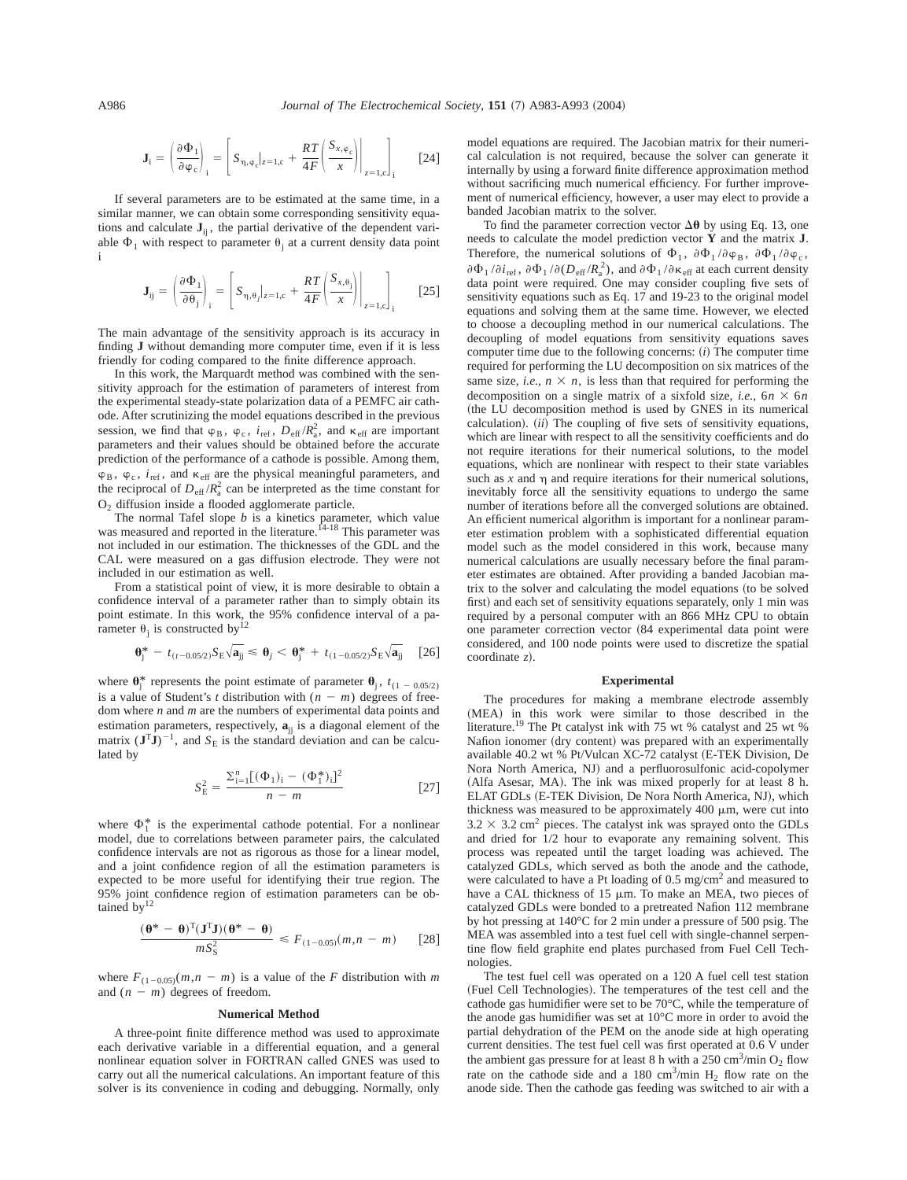$$\mathbf{J}_i = \left(\frac{\partial \Phi_1}{\partial \varphi_c}\right)_i = \left[ S_{\eta,\varphi_c}\big|_{z=1,c} + \frac{RT}{4F}\left(\frac{S_{x,\varphi_c}}{x}\right)\bigg|_{z=1,c}\right]_i \qquad [24]$$

If several parameters are to be estimated at the same time, in a similar manner, we can obtain some corresponding sensitivity equations and calculate $\mathbf{J}_{ij}$, the partial derivative of the dependent variable $\Phi_1$ with respect to parameter $\theta_j$ at a current density data point i

$$\mathbf{J}_{ij} = \left(\frac{\partial \Phi_1}{\partial \theta_j}\right)_i = \left[ S_{\eta,\theta_j}\big|_{z=1,c} + \frac{RT}{4F}\left(\frac{S_{x,\theta_j}}{x}\right)\bigg|_{z=1,c}\right]_i \qquad [25]$$

The main advantage of the sensitivity approach is its accuracy in finding $\mathbf{J}$ without demanding more computer time, even if it is less friendly for coding compared to the finite difference approach.

In this work, the Marquardt method was combined with the sensitivity approach for the estimation of parameters of interest from the experimental steady-state polarization data of a PEMFC air cathode. After scrutinizing the model equations described in the previous session, we find that $\varphi_B$, $\varphi_c$, $i_{ref}$, $D_{eff}/R_a^2$, and $\kappa_{eff}$ are important parameters and their values should be obtained before the accurate prediction of the performance of a cathode is possible. Among them, $\varphi_B$, $\varphi_c$, $i_{ref}$, and $\kappa_{eff}$ are the physical meaningful parameters, and the reciprocal of $D_{eff}/R_a^2$ can be interpreted as the time constant for $O_2$ diffusion inside a flooded agglomerate particle.

The normal Tafel slope $b$ is a kinetics parameter, which value was measured and reported in the literature.[14-18] This parameter was not included in our estimation. The thicknesses of the GDL and the CAL were measured on a gas diffusion electrode. They were not included in our estimation as well.

From a statistical point of view, it is more desirable to obtain a confidence interval of a parameter rather than to simply obtain its point estimate. In this work, the 95% confidence interval of a parameter $\theta_j$ is constructed by[12]

$$\boldsymbol{\theta}_j^* - t_{(t-0.05/2)} S_E \sqrt{\mathbf{a}_{jj}} \leq \boldsymbol{\theta}_j < \boldsymbol{\theta}_j^* + t_{(1-0.05/2)} S_E \sqrt{\mathbf{a}_{jj}} \qquad [26]$$

where $\boldsymbol{\theta}_j^*$ represents the point estimate of parameter $\boldsymbol{\theta}_j$, $t_{(1-0.05/2)}$ is a value of Student's $t$ distribution with $(n - m)$ degrees of freedom where $n$ and $m$ are the numbers of experimental data points and estimation parameters, respectively, $\mathbf{a}_{jj}$ is a diagonal element of the matrix $(\mathbf{J}^T\mathbf{J})^{-1}$, and $S_E$ is the standard deviation and can be calculated by

$$S_E^2 = \frac{\sum_{i=1}^{n}[(\Phi_1)_i - (\Phi_1^*)_i]^2}{n - m} \qquad [27]$$

where $\Phi_1^*$ is the experimental cathode potential. For a nonlinear model, due to correlations between parameter pairs, the calculated confidence intervals are not as rigorous as those for a linear model, and a joint confidence region of all the estimation parameters is expected to be more useful for identifying their true region. The 95% joint confidence region of estimation parameters can be obtained by[12]

$$\frac{(\boldsymbol{\theta}^* - \boldsymbol{\theta})^T(\mathbf{J}^T\mathbf{J})(\boldsymbol{\theta}^* - \boldsymbol{\theta})}{mS_S^2} \leq F_{(1-0.05)}(m, n - m) \qquad [28]$$

where $F_{(1-0.05)}(m, n - m)$ is a value of the $F$ distribution with $m$ and $(n - m)$ degrees of freedom.

## Numerical Method

A three-point finite difference method was used to approximate each derivative variable in a differential equation, and a general nonlinear equation solver in FORTRAN called GNES was used to carry out all the numerical calculations. An important feature of this solver is its convenience in coding and debugging. Normally, only model equations are required. The Jacobian matrix for their numerical calculation is not required, because the solver can generate it internally by using a forward finite difference approximation method without sacrificing much numerical efficiency. For further improvement of numerical efficiency, however, a user may elect to provide a banded Jacobian matrix to the solver.

To find the parameter correction vector $\Delta\boldsymbol{\theta}$ by using Eq. 13, one needs to calculate the model prediction vector $\mathbf{Y}$ and the matrix $\mathbf{J}$. Therefore, the numerical solutions of $\Phi_1$, $\partial\Phi_1/\partial\varphi_B$, $\partial\Phi_1/\partial\varphi_c$, $\partial\Phi_1/\partial i_{ref}$, $\partial\Phi_1/\partial(D_{eff}/R_a^2)$, and $\partial\Phi_1/\partial\kappa_{eff}$ at each current density data point were required. One may consider coupling five sets of sensitivity equations such as Eq. 17 and 19-23 to the original model equations and solving them at the same time. However, we elected to choose a decoupling method in our numerical calculations. The decoupling of model equations from sensitivity equations saves computer time due to the following concerns: (*i*) The computer time required for performing the LU decomposition on six matrices of the same size, *i.e.*, $n \times n$, is less than that required for performing the decomposition on a single matrix of a sixfold size, *i.e.*, $6n \times 6n$ (the LU decomposition method is used by GNES in its numerical calculation). (*ii*) The coupling of five sets of sensitivity equations, which are linear with respect to all the sensitivity coefficients and do not require iterations for their numerical solutions, to the model equations, which are nonlinear with respect to their state variables such as $x$ and $\eta$ and require iterations for their numerical solutions, inevitably force all the sensitivity equations to undergo the same number of iterations before all the converged solutions are obtained. An efficient numerical algorithm is important for a nonlinear parameter estimation problem with a sophisticated differential equation model such as the model considered in this work, because many numerical calculations are usually necessary before the final parameter estimates are obtained. After providing a banded Jacobian matrix to the solver and calculating the model equations (to be solved first) and each set of sensitivity equations separately, only 1 min was required by a personal computer with an 866 MHz CPU to obtain one parameter correction vector (84 experimental data point were considered, and 100 node points were used to discretize the spatial coordinate $z$).

## Experimental

The procedures for making a membrane electrode assembly (MEA) in this work were similar to those described in the literature.[19] The Pt catalyst ink with 75 wt % catalyst and 25 wt % Nafion ionomer (dry content) was prepared with an experimentally available 40.2 wt % Pt/Vulcan XC-72 catalyst (E-TEK Division, De Nora North America, NJ) and a perfluorosulfonic acid-copolymer (Alfa Asesar, MA). The ink was mixed properly for at least 8 h. ELAT GDLs (E-TEK Division, De Nora North America, NJ), which thickness was measured to be approximately 400 μm, were cut into $3.2 \times 3.2$ $cm^2$ pieces. The catalyst ink was sprayed onto the GDLs and dried for 1/2 hour to evaporate any remaining solvent. This process was repeated until the target loading was achieved. The catalyzed GDLs, which served as both the anode and the cathode, were calculated to have a Pt loading of 0.5 $mg/cm^2$ and measured to have a CAL thickness of 15 μm. To make an MEA, two pieces of catalyzed GDLs were bonded to a pretreated Nafion 112 membrane by hot pressing at 140°C for 2 min under a pressure of 500 psig. The MEA was assembled into a test fuel cell with single-channel serpentine flow field graphite end plates purchased from Fuel Cell Technologies.

The test fuel cell was operated on a 120 A fuel cell test station (Fuel Cell Technologies). The temperatures of the test cell and the cathode gas humidifier were set to be 70°C, while the temperature of the anode gas humidifier was set at 10°C more in order to avoid the partial dehydration of the PEM on the anode side at high operating current densities. The test fuel cell was first operated at 0.6 V under the ambient gas pressure for at least 8 h with a 250 $cm^3$/min $O_2$ flow rate on the cathode side and a 180 $cm^3$/min $H_2$ flow rate on the anode side. Then the cathode gas feeding was switched to air with a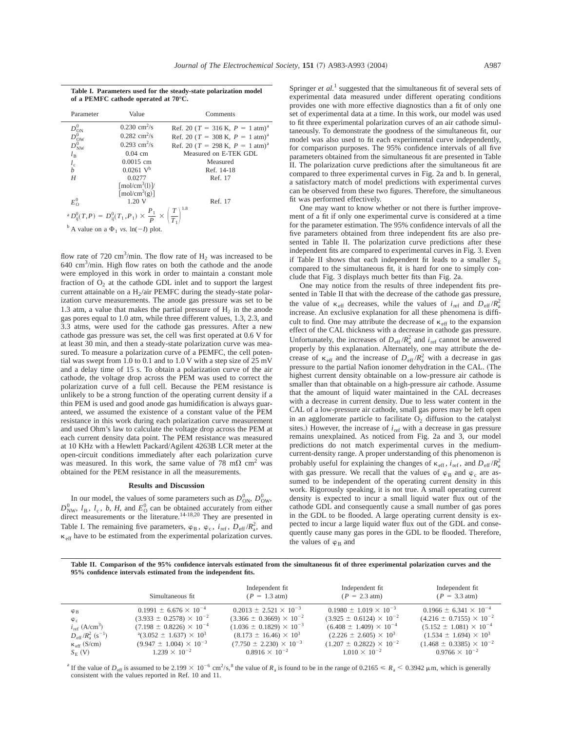**Table I. Parameters used for the steady-state polarization model of a PEMFC cathode operated at 70°C.**

| Parameter | Value | Comments |
|---|---|---|
| $D^0_{ON}$ | $0.230\ cm^2/s$ | Ref. 20 ($T = 316$ K, $P = 1$ atm)[a] |
| $D^0_{OW}$ | $0.282\ cm^2/s$ | Ref. 20 ($T = 308$ K, $P = 1$ atm)[a] |
| $D^0_{NW}$ | $0.293\ cm^2/s$ | Ref. 20 ($T = 298$ K, $P = 1$ atm)[a] |
| $l_B$ | 0.04 cm | Measured on E-TEK GDL |
| $l_c$ | 0.0015 cm | Measured |
| $b$ | 0.0261 V[b] | Ref. 14-18 |
| $H$ | 0.0277 $[mol/cm^3(l)]/[mol/cm^3(g)]$ | Ref. 17 |
| $E^0_O$ | 1.20 V | Ref. 17 |

[a] $D^0_{ij}(T,P) = D^0_{ij}(T_1,P_1) \times \frac{P_1}{P} \times \left(\frac{T}{T_1}\right)^{1.8}$

[b] A value on a $\Phi_1$ *vs.* $\ln(-I)$ plot.

flow rate of 720 $cm^3$/min. The flow rate of $H_2$ was increased to be 640 $cm^3$/min. High flow rates on both the cathode and the anode were employed in this work in order to maintain a constant mole fraction of $O_2$ at the cathode GDL inlet and to support the largest current attainable on a $H_2$/air PEMFC during the steady-state polarization curve measurements. The anode gas pressure was set to be 1.3 atm, a value that makes the partial pressure of $H_2$ in the anode gas pores equal to 1.0 atm, while three different values, 1.3, 2.3, and 3.3 atms, were used for the cathode gas pressures. After a new cathode gas pressure was set, the cell was first operated at 0.6 V for at least 30 min, and then a steady-state polarization curve was measured. To measure a polarization curve of a PEMFC, the cell potential was swept from 1.0 to 0.1 and to 1.0 V with a step size of 25 mV and a delay time of 15 s. To obtain a polarization curve of the air cathode, the voltage drop across the PEM was used to correct the polarization curve of a full cell. Because the PEM resistance is unlikely to be a strong function of the operating current density if a thin PEM is used and good anode gas humidification is always guaranteed, we assumed the existence of a constant value of the PEM resistance in this work during each polarization curve measurement and used Ohm's law to calculate the voltage drop across the PEM at each current density data point. The PEM resistance was measured at 10 KHz with a Hewlett Packard/Agilent 4263B LCR meter at the open-circuit conditions immediately after each polarization curve was measured. In this work, the same value of 78 m$\Omega$ $cm^2$ was obtained for the PEM resistance in all the measurements.

## Results and Discussion

In our model, the values of some parameters such as $D^0_{ON}$, $D^0_{OW}$, $D^0_{NW}$, $l_B$, $l_c$, $b$, $H$, and $E^0_O$ can be obtained accurately from either direct measurements or the literature.[14-18,20] They are presented in Table I. The remaining five parameters, $\varphi_B$, $\varphi_c$, $i_{ref}$, $D_{eff}/R^2_a$, and $\kappa_{eff}$ have to be estimated from the experimental polarization curves. Springer *et al.*[1] suggested that the simultaneous fit of several sets of experimental data measured under different operating conditions provides one with more effective diagnostics than a fit of only one set of experimental data at a time. In this work, our model was used to fit three experimental polarization curves of an air cathode simultaneously. To demonstrate the goodness of the simultaneous fit, our model was also used to fit each experimental curve independently, for comparison purposes. The 95% confidence intervals of all five parameters obtained from the simultaneous fit are presented in Table II. The polarization curve predictions after the simultaneous fit are compared to three experimental curves in Fig. 2a and b. In general, a satisfactory match of model predictions with experimental curves can be observed from these two figures. Therefore, the simultaneous fit was performed effectively.

One may want to know whether or not there is further improvement of a fit if only one experimental curve is considered at a time for the parameter estimation. The 95% confidence intervals of all the five parameters obtained from three independent fits are also presented in Table II. The polarization curve predictions after these independent fits are compared to experimental curves in Fig. 3. Even if Table II shows that each independent fit leads to a smaller $S_E$ compared to the simultaneous fit, it is hard for one to simply conclude that Fig. 3 displays much better fits than Fig. 2a.

One may notice from the results of three independent fits presented in Table II that with the decrease of the cathode gas pressure, the value of $\kappa_{eff}$ decreases, while the values of $i_{ref}$ and $D_{eff}/R^2_a$ increase. An exclusive explanation for all these phenomena is difficult to find. One may attribute the decrease of $\kappa_{eff}$ to the expansion effect of the CAL thickness with a decrease in cathode gas pressure. Unfortunately, the increases of $D_{eff}/R^2_a$ and $i_{ref}$ cannot be answered properly by this explanation. Alternately, one may attribute the decrease of $\kappa_{eff}$ and the increase of $D_{eff}/R^2_a$ with a decrease in gas pressure to the partial Nafion ionomer dehydration in the CAL. (The highest current density obtainable on a low-pressure air cathode is smaller than that obtainable on a high-pressure air cathode. Assume that the amount of liquid water maintained in the CAL decreases with a decrease in current density. Due to less water content in the CAL of a low-pressure air cathode, small gas pores may be left open in an agglomerate particle to facilitate $O_2$ diffusion to the catalyst sites.) However, the increase of $i_{ref}$ with a decrease in gas pressure remains unexplained. As noticed from Fig. 2a and 3, our model predictions do not match experimental curves in the medium-current-density range. A proper understanding of this phenomenon is probably useful for explaining the changes of $\kappa_{eff}$, $i_{ref}$, and $D_{eff}/R^2_a$ with gas pressure. We recall that the values of $\varphi_B$ and $\varphi_c$ are assumed to be independent of the operating current density in this work. Rigorously speaking, it is not true. A small operating current density is expected to incur a small liquid water flux out of the cathode GDL and consequently cause a small number of gas pores in the GDL to be flooded. A large operating current density is expected to incur a large liquid water flux out of the GDL and consequently cause many gas pores in the GDL to be flooded. Therefore, the values of $\varphi_B$ and

**Table II. Comparison of the 95% confidence intervals estimated from the simultaneous fit of three experimental polarization curves and the 95% confidence intervals estimated from the independent fits.**

| | Simultaneous fit | Independent fit ($P = 1.3$ atm) | Independent fit ($P = 2.3$ atm) | Independent fit ($P = 3.3$ atm) |
|---|---|---|---|---|
| $\varphi_B$ | $0.1991 \pm 6.676 \times 10^{-4}$ | $0.2013 \pm 2.521 \times 10^{-3}$ | $0.1980 \pm 1.019 \times 10^{-3}$ | $0.1966 \pm 6.341 \times 10^{-4}$ |
| $\varphi_c$ | $(3.933 \pm 0.2578) \times 10^{-2}$ | $(3.366 \pm 0.3669) \times 10^{-2}$ | $(3.925 \pm 0.6124) \times 10^{-2}$ | $(4.216 \pm 0.7155) \times 10^{-2}$ |
| $i_{ref}$ ($A/cm^3$) | $(7.198 \pm 0.8226) \times 10^{-4}$ | $(1.036 \pm 0.1829) \times 10^{-3}$ | $(6.408 \pm 1.409) \times 10^{-4}$ | $(5.152 \pm 1.081) \times 10^{-4}$ |
| $D_{eff}/R^2_a$ ($s^{-1}$) | [a]$(3.052 \pm 1.637) \times 10^3$ | $(8.173 \pm 16.46) \times 10^3$ | $(2.226 \pm 2.605) \times 10^3$ | $(1.534 \pm 1.694) \times 10^3$ |
| $\kappa_{eff}$ (S/cm) | $(9.947 \pm 1.004) \times 10^{-3}$ | $(7.750 \pm 2.230) \times 10^{-3}$ | $(1.207 \pm 0.2822) \times 10^{-2}$ | $(1.468 \pm 0.3385) \times 10^{-2}$ |
| $S_E$ (V) | $1.239 \times 10^{-2}$ | $0.8916 \times 10^{-2}$ | $1.010 \times 10^{-2}$ | $0.9766 \times 10^{-2}$ |

[a] If the value of $D_{eff}$ is assumed to be $2.199 \times 10^{-6}$ $cm^2$/s,[8] the value of $R_a$ is found to be in the range of $0.2165 \leq R_a < 0.3942$ μm, which is generally consistent with the values reported in Ref. 10 and 11.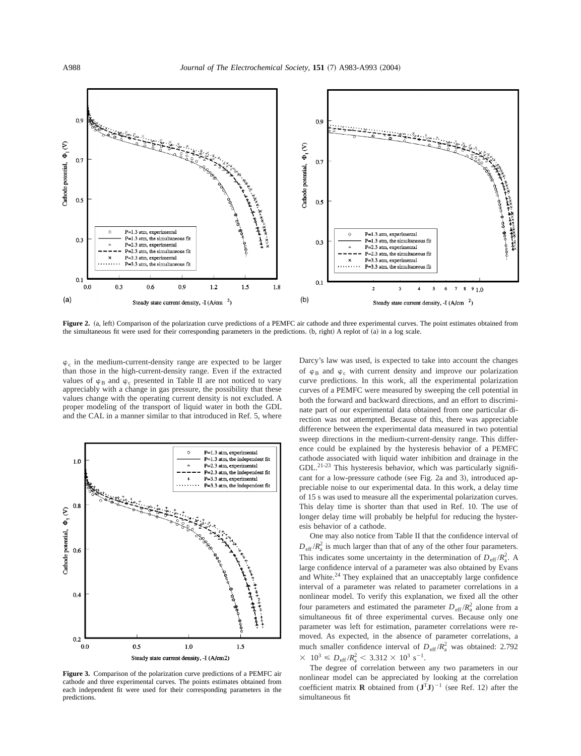**Figure 2.** (a, left) Comparison of the polarization curve predictions of a PEMFC air cathode and three experimental curves. The point estimates obtained from the simultaneous fit were used for their corresponding parameters in the predictions. (b, right) A replot of (a) in a log scale.

$\varphi_c$ in the medium-current-density range are expected to be larger than those in the high-current-density range. Even if the extracted values of $\varphi_B$ and $\varphi_c$ presented in Table II are not noticed to vary appreciably with a change in gas pressure, the possibility that these values change with the operating current density is not excluded. A proper modeling of the transport of liquid water in both the GDL and the CAL in a manner similar to that introduced in Ref. 5, where Darcy's law was used, is expected to take into account the changes of $\varphi_B$ and $\varphi_c$ with current density and improve our polarization curve predictions. In this work, all the experimental polarization curves of a PEMFC were measured by sweeping the cell potential in both the forward and backward directions, and an effort to discriminate part of our experimental data obtained from one particular direction was not attempted. Because of this, there was appreciable difference between the experimental data measured in two potential sweep directions in the medium-current-density range. This difference could be explained by the hysteresis behavior of a PEMFC cathode associated with liquid water inhibition and drainage in the GDL.[21-23] This hysteresis behavior, which was particularly significant for a low-pressure cathode (see Fig. 2a and 3), introduced appreciable noise to our experimental data. In this work, a delay time of 15 s was used to measure all the experimental polarization curves. This delay time is shorter than that used in Ref. 10. The use of longer delay time will probably be helpful for reducing the hysteresis behavior of a cathode.

**Figure 3.** Comparison of the polarization curve predictions of a PEMFC air cathode and three experimental curves. The points estimates obtained from each independent fit were used for their corresponding parameters in the predictions.

One may also notice from Table II that the confidence interval of $D_{\text{eff}}/R_a^2$ is much larger than that of any of the other four parameters. This indicates some uncertainty in the determination of $D_{\text{eff}}/R_a^2$. A large confidence interval of a parameter was also obtained by Evans and White.[24] They explained that an unacceptably large confidence interval of a parameter was related to parameter correlations in a nonlinear model. To verify this explanation, we fixed all the other four parameters and estimated the parameter $D_{\text{eff}}/R_a^2$ alone from a simultaneous fit of three experimental curves. Because only one parameter was left for estimation, parameter correlations were removed. As expected, in the absence of parameter correlations, a much smaller confidence interval of $D_{\text{eff}}/R_a^2$ was obtained: $2.792 \times 10^3 \leq D_{\text{eff}}/R_a^2 < 3.312 \times 10^3\ \text{s}^{-1}$.

The degree of correlation between any two parameters in our nonlinear model can be appreciated by looking at the correlation coefficient matrix $\mathbf{R}$ obtained from $(\mathbf{J}^T\mathbf{J})^{-1}$ (see Ref. 12) after the simultaneous fit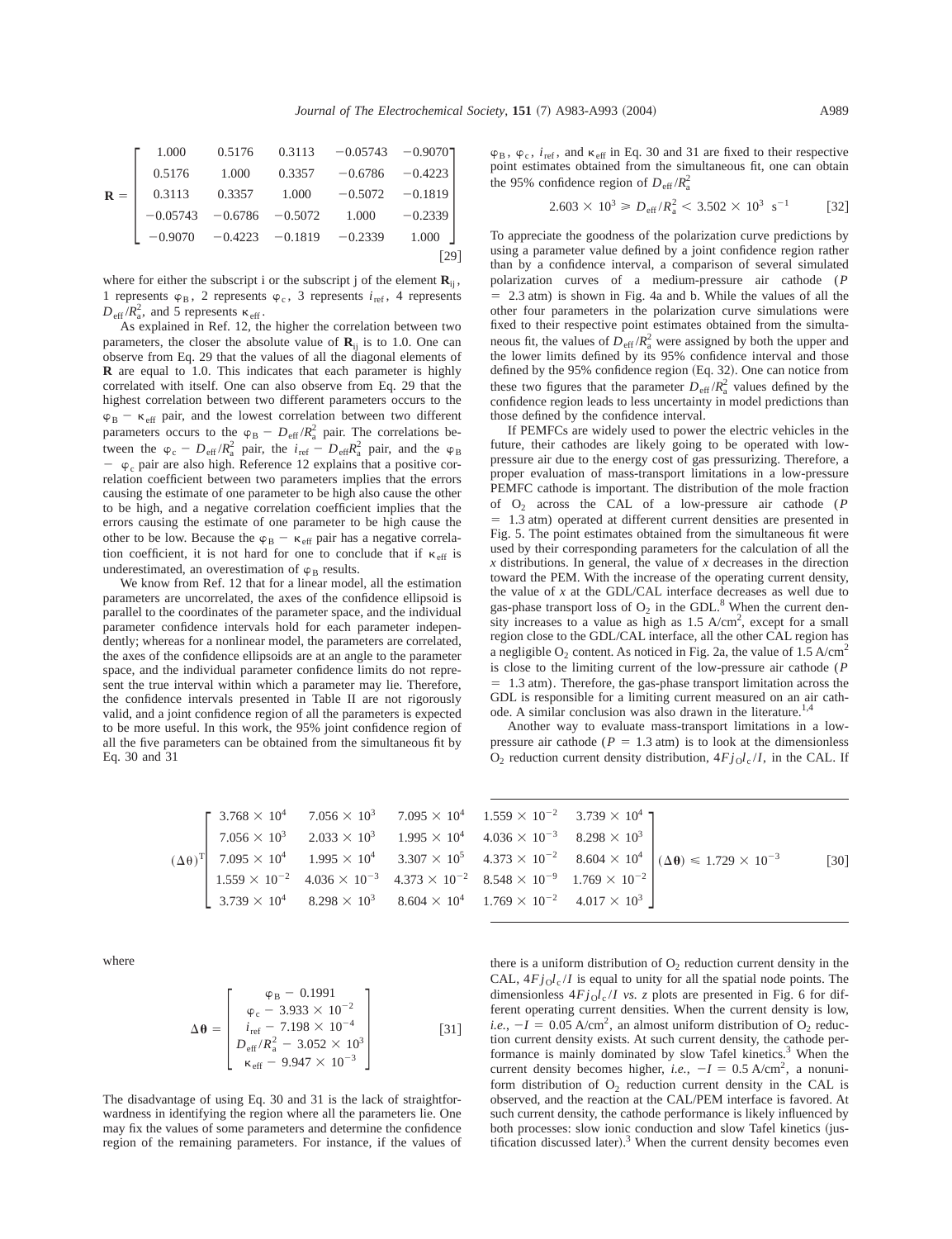$$
\mathbf{R} = \begin{bmatrix} 1.000 & 0.5176 & 0.3113 & -0.05743 & -0.9070 \\ 0.5176 & 1.000 & 0.3357 & -0.6786 & -0.4223 \\ 0.3113 & 0.3357 & 1.000 & -0.5072 & -0.1819 \\ -0.05743 & -0.6786 & -0.5072 & 1.000 & -0.2339 \\ -0.9070 & -0.4223 & -0.1819 & -0.2339 & 1.000 \end{bmatrix} \quad [29]
$$

where for either the subscript i or the subscript j of the element $\mathbf{R}_{ij}$, 1 represents $\varphi_B$, 2 represents $\varphi_c$, 3 represents $i_{ref}$, 4 represents $D_{eff}/R_a^2$, and 5 represents $\kappa_{eff}$.

As explained in Ref. 12, the higher the correlation between two parameters, the closer the absolute value of $\mathbf{R}_{ij}$ is to 1.0. One can observe from Eq. 29 that the values of all the diagonal elements of $\mathbf{R}$ are equal to 1.0. This indicates that each parameter is highly correlated with itself. One can also observe from Eq. 29 that the highest correlation between two different parameters occurs to the $\varphi_B - \kappa_{eff}$ pair, and the lowest correlation between two different parameters occurs to the $\varphi_B - D_{eff}/R_a^2$ pair. The correlations between the $\varphi_c - D_{eff}/R_a^2$ pair, the $i_{ref} - D_{eff}R_a^2$ pair, and the $\varphi_B - \varphi_c$ pair are also high. Reference 12 explains that a positive correlation coefficient between two parameters implies that the errors causing the estimate of one parameter to be high also cause the other to be high, and a negative correlation coefficient implies that the errors causing the estimate of one parameter to be high cause the other to be low. Because the $\varphi_B - \kappa_{eff}$ pair has a negative correlation coefficient, it is not hard for one to conclude that if $\kappa_{eff}$ is underestimated, an overestimation of $\varphi_B$ results.

We know from Ref. 12 that for a linear model, all the estimation parameters are uncorrelated, the axes of the confidence ellipsoid is parallel to the coordinates of the parameter space, and the individual parameter confidence intervals hold for each parameter independently; whereas for a nonlinear model, the parameters are correlated, the axes of the confidence ellipsoids are at an angle to the parameter space, and the individual parameter confidence limits do not represent the true interval within which a parameter may lie. Therefore, the confidence intervals presented in Table II are not rigorously valid, and a joint confidence region of all the parameters is expected to be more useful. In this work, the 95% joint confidence region of all the five parameters can be obtained from the simultaneous fit by Eq. 30 and 31

$$
(\Delta\boldsymbol{\theta})^{T} \begin{bmatrix} 3.768 \times 10^{4} & 7.056 \times 10^{3} & 7.095 \times 10^{4} & 1.559 \times 10^{-2} & 3.739 \times 10^{4} \\ 7.056 \times 10^{3} & 2.033 \times 10^{3} & 1.995 \times 10^{4} & 4.036 \times 10^{-3} & 8.298 \times 10^{3} \\ 7.095 \times 10^{4} & 1.995 \times 10^{4} & 3.307 \times 10^{5} & 4.373 \times 10^{-2} & 8.604 \times 10^{4} \\ 1.559 \times 10^{-2} & 4.036 \times 10^{-3} & 4.373 \times 10^{-2} & 8.548 \times 10^{-9} & 1.769 \times 10^{-2} \\ 3.739 \times 10^{4} & 8.298 \times 10^{3} & 8.604 \times 10^{4} & 1.769 \times 10^{-2} & 4.017 \times 10^{3} \end{bmatrix} (\Delta\boldsymbol{\theta}) \leq 1.729 \times 10^{-3} \quad [30]
$$

where

$$
\Delta\boldsymbol{\theta} = \begin{bmatrix} \varphi_B - 0.1991 \\ \varphi_c - 3.933 \times 10^{-2} \\ i_{ref} - 7.198 \times 10^{-4} \\ D_{eff}/R_a^2 - 3.052 \times 10^{3} \\ \kappa_{eff} - 9.947 \times 10^{-3} \end{bmatrix} \quad [31]
$$

The disadvantage of using Eq. 30 and 31 is the lack of straightforwardness in identifying the region where all the parameters lie. One may fix the values of some parameters and determine the confidence region of the remaining parameters. For instance, if the values of $\varphi_B$, $\varphi_c$, $i_{ref}$, and $\kappa_{eff}$ in Eq. 30 and 31 are fixed to their respective point estimates obtained from the simultaneous fit, one can obtain the 95% confidence region of $D_{eff}/R_a^2$

$$
2.603 \times 10^{3} \geq D_{eff}/R_a^2 < 3.502 \times 10^{3} \ \text{s}^{-1} \quad [32]
$$

To appreciate the goodness of the polarization curve predictions by using a parameter value defined by a joint confidence region rather than by a confidence interval, a comparison of several simulated polarization curves of a medium-pressure air cathode ($P = 2.3$ atm) is shown in Fig. 4a and b. While the values of all the other four parameters in the polarization curve simulations were fixed to their respective point estimates obtained from the simultaneous fit, the values of $D_{eff}/R_a^2$ were assigned by both the upper and the lower limits defined by its 95% confidence interval and those defined by the 95% confidence region (Eq. 32). One can notice from these two figures that the parameter $D_{eff}/R_a^2$ values defined by the confidence region leads to less uncertainty in model predictions than those defined by the confidence interval.

If PEMFCs are widely used to power the electric vehicles in the future, their cathodes are likely going to be operated with low-pressure air due to the energy cost of gas pressurizing. Therefore, a proper evaluation of mass-transport limitations in a low-pressure PEMFC cathode is important. The distribution of the mole fraction of $O_2$ across the CAL of a low-pressure air cathode ($P = 1.3$ atm) operated at different current densities are presented in Fig. 5. The point estimates obtained from the simultaneous fit were used by their corresponding parameters for the calculation of all the $x$ distributions. In general, the value of $x$ decreases in the direction toward the PEM. With the increase of the operating current density, the value of $x$ at the GDL/CAL interface decreases as well due to gas-phase transport loss of $O_2$ in the GDL.[8] When the current density increases to a value as high as 1.5 A/cm$^2$, except for a small region close to the GDL/CAL interface, all the other CAL region has a negligible $O_2$ content. As noticed in Fig. 2a, the value of 1.5 A/cm$^2$ is close to the limiting current of the low-pressure air cathode ($P = 1.3$ atm). Therefore, the gas-phase transport limitation across the GDL is responsible for a limiting current measured on an air cathode. A similar conclusion was also drawn in the literature.[1,4]

Another way to evaluate mass-transport limitations in a low-pressure air cathode ($P = 1.3$ atm) is to look at the dimensionless $O_2$ reduction current density distribution, $4Fj_O l_c/I$, in the CAL. If there is a uniform distribution of $O_2$ reduction current density in the CAL, $4Fj_O l_c/I$ is equal to unity for all the spatial node points. The dimensionless $4Fj_O l_c/I$ *vs.* $z$ plots are presented in Fig. 6 for different operating current densities. When the current density is low, *i.e.*, $-I = 0.05$ A/cm$^2$, an almost uniform distribution of $O_2$ reduction current density exists. At such current density, the cathode performance is mainly dominated by slow Tafel kinetics.[3] When the current density becomes higher, *i.e.*, $-I = 0.5$ A/cm$^2$, a nonuniform distribution of $O_2$ reduction current density in the CAL is observed, and the reaction at the CAL/PEM interface is favored. At such current density, the cathode performance is likely influenced by both processes: slow ionic conduction and slow Tafel kinetics (justification discussed later).[3] When the current density becomes even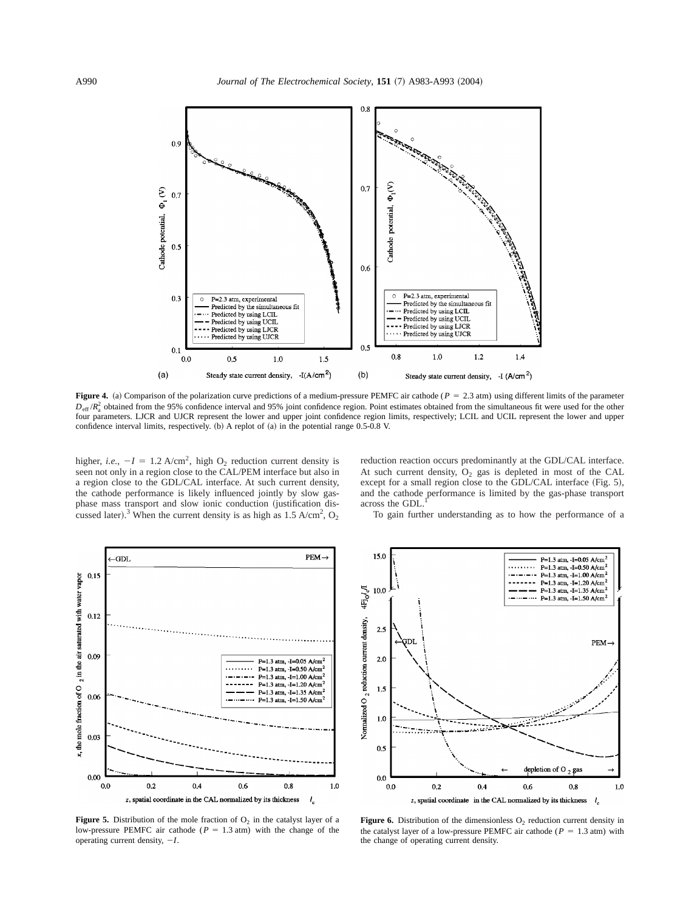**Figure 4.** (a) Comparison of the polarization curve predictions of a medium-pressure PEMFC air cathode ($P = 2.3$ atm) using different limits of the parameter $D_{eff}/R_a^2$ obtained from the 95% confidence interval and 95% joint confidence region. Point estimates obtained from the simultaneous fit were used for the other four parameters. LJCR and UJCR represent the lower and upper joint confidence region limits, respectively; LCIL and UCIL represent the lower and upper confidence interval limits, respectively. (b) A replot of (a) in the potential range 0.5-0.8 V.

higher, *i.e.*, $-I = 1.2$ A/cm$^2$, high $O_2$ reduction current density is seen not only in a region close to the CAL/PEM interface but also in a region close to the GDL/CAL interface. At such current density, the cathode performance is likely influenced jointly by slow gas-phase mass transport and slow ionic conduction (justification discussed later).[3] When the current density is as high as 1.5 A/cm$^2$, $O_2$ reduction reaction occurs predominantly at the GDL/CAL interface. At such current density, $O_2$ gas is depleted in most of the CAL except for a small region close to the GDL/CAL interface (Fig. 5), and the cathode performance is limited by the gas-phase transport across the GDL.[1]

To gain further understanding as to how the performance of a

**Figure 5.** Distribution of the mole fraction of $O_2$ in the catalyst layer of a low-pressure PEMFC air cathode ($P = 1.3$ atm) with the change of the operating current density, $-I$.

**Figure 6.** Distribution of the dimensionless $O_2$ reduction current density in the catalyst layer of a low-pressure PEMFC air cathode ($P = 1.3$ atm) with the change of operating current density.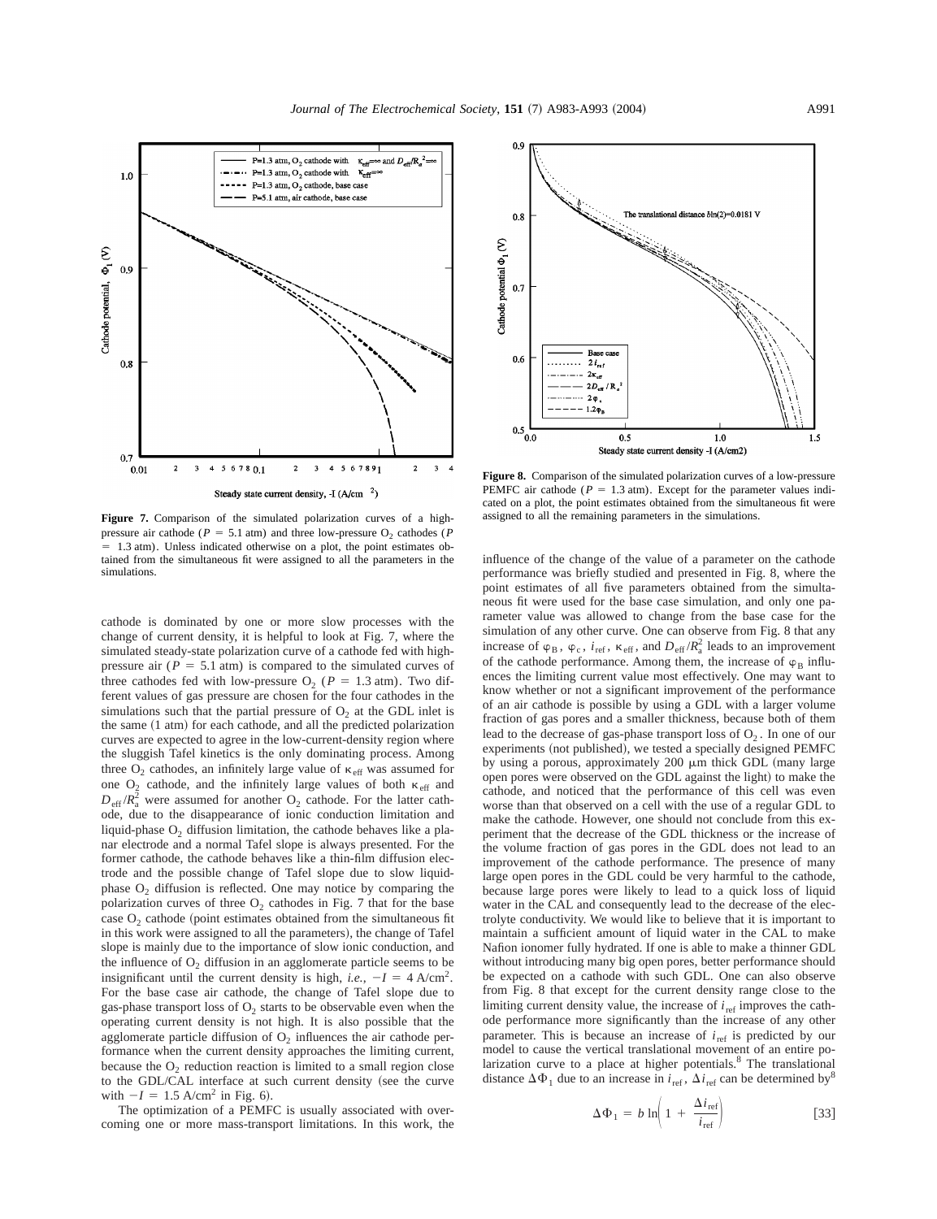**Figure 7.** Comparison of the simulated polarization curves of a high-pressure air cathode ($P = 5.1$ atm) and three low-pressure $O_2$ cathodes ($P = 1.3$ atm). Unless indicated otherwise on a plot, the point estimates obtained from the simultaneous fit were assigned to all the parameters in the simulations.

**Figure 8.** Comparison of the simulated polarization curves of a low-pressure PEMFC air cathode ($P = 1.3$ atm). Except for the parameter values indicated on a plot, the point estimates obtained from the simultaneous fit were assigned to all the remaining parameters in the simulations.

cathode is dominated by one or more slow processes with the change of current density, it is helpful to look at Fig. 7, where the simulated steady-state polarization curve of a cathode fed with high-pressure air ($P = 5.1$ atm) is compared to the simulated curves of three cathodes fed with low-pressure $O_2$ ($P = 1.3$ atm). Two different values of gas pressure are chosen for the four cathodes in the simulations such that the partial pressure of $O_2$ at the GDL inlet is the same (1 atm) for each cathode, and all the predicted polarization curves are expected to agree in the low-current-density region where the sluggish Tafel kinetics is the only dominating process. Among three $O_2$ cathodes, an infinitely large value of $\kappa_{eff}$ was assumed for one $O_2$ cathode, and the infinitely large values of both $\kappa_{eff}$ and $D_{eff}/R_a^2$ were assumed for another $O_2$ cathode. For the latter cathode, due to the disappearance of ionic conduction limitation and liquid-phase $O_2$ diffusion limitation, the cathode behaves like a planar electrode and a normal Tafel slope is always presented. For the former cathode, the cathode behaves like a thin-film diffusion electrode and the possible change of Tafel slope due to slow liquid-phase $O_2$ diffusion is reflected. One may notice by comparing the polarization curves of three $O_2$ cathodes in Fig. 7 that for the base case $O_2$ cathode (point estimates obtained from the simultaneous fit in this work were assigned to all the parameters), the change of Tafel slope is mainly due to the importance of slow ionic conduction, and the influence of $O_2$ diffusion in an agglomerate particle seems to be insignificant until the current density is high, *i.e.*, $-I = 4$ A/cm$^2$. For the base case air cathode, the change of Tafel slope due to gas-phase transport loss of $O_2$ starts to be observable even when the operating current density is not high. It is also possible that the agglomerate particle diffusion of $O_2$ influences the air cathode performance when the current density approaches the limiting current, because the $O_2$ reduction reaction is limited to a small region close to the GDL/CAL interface at such current density (see the curve with $-I = 1.5$ A/cm$^2$ in Fig. 6).

The optimization of a PEMFC is usually associated with overcoming one or more mass-transport limitations. In this work, the influence of the change of the value of a parameter on the cathode performance was briefly studied and presented in Fig. 8, where the point estimates of all five parameters obtained from the simultaneous fit were used for the base case simulation, and only one parameter value was allowed to change from the base case for the simulation of any other curve. One can observe from Fig. 8 that any increase of $\varphi_B$, $\varphi_c$, $i_{ref}$, $\kappa_{eff}$, and $D_{eff}/R_a^2$ leads to an improvement of the cathode performance. Among them, the increase of $\varphi_B$ influences the limiting current value most effectively. One may want to know whether or not a significant improvement of the performance of an air cathode is possible by using a GDL with a larger volume fraction of gas pores and a smaller thickness, because both of them lead to the decrease of gas-phase transport loss of $O_2$. In one of our experiments (not published), we tested a specially designed PEMFC by using a porous, approximately 200 μm thick GDL (many large open pores were observed on the GDL against the light) to make the cathode, and noticed that the performance of this cell was even worse than that observed on a cell with the use of a regular GDL to make the cathode. However, one should not conclude from this experiment that the decrease of the GDL thickness or the increase of the volume fraction of gas pores in the GDL does not lead to an improvement of the cathode performance. The presence of many large open pores in the GDL could be very harmful to the cathode, because large pores were likely to lead to a quick loss of liquid water in the CAL and consequently lead to the decrease of the electrolyte conductivity. We would like to believe that it is important to maintain a sufficient amount of liquid water in the CAL to make Nafion ionomer fully hydrated. If one is able to make a thinner GDL without introducing many big open pores, better performance should be expected on a cathode with such GDL. One can also observe from Fig. 8 that except for the current density range close to the limiting current density value, the increase of $i_{ref}$ improves the cathode performance more significantly than the increase of any other parameter. This is because an increase of $i_{ref}$ is predicted by our model to cause the vertical translational movement of an entire polarization curve to a place at higher potentials.[8] The translational distance $\Delta\Phi_1$ due to an increase in $i_{ref}$, $\Delta i_{ref}$ can be determined by[8]

$$\Delta\Phi_1 = b \ln\left(1 + \frac{\Delta i_{ref}}{i_{ref}}\right) \qquad [33]$$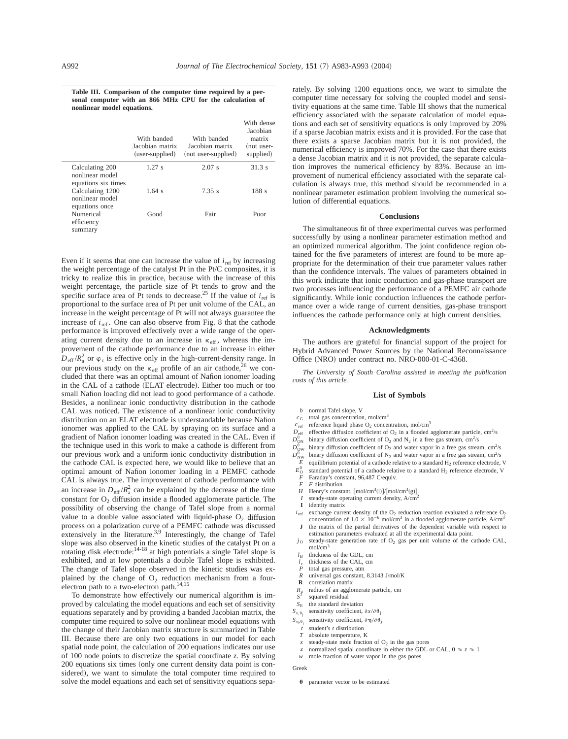**Table III. Comparison of the computer time required by a personal computer with an 866 MHz CPU for the calculation of nonlinear model equations.**

| | With banded Jacobian matrix (user-supplied) | With banded Jacobian matrix (not user-supplied) | With dense Jacobian matrix (not user-supplied) |
|---|---|---|---|
| Calculating 200 nonlinear model equations six times | 1.27 s | 2.07 s | 31.3 s |
| Calculating 1200 nonlinear model equations once | 1.64 s | 7.35 s | 188 s |
| Numerical efficiency summary | Good | Fair | Poor |

Even if it seems that one can increase the value of $i_{ref}$ by increasing the weight percentage of the catalyst Pt in the Pt/C composites, it is tricky to realize this in practice, because with the increase of this weight percentage, the particle size of Pt tends to grow and the specific surface area of Pt tends to decrease.[25] If the value of $i_{ref}$ is proportional to the surface area of Pt per unit volume of the CAL, an increase in the weight percentage of Pt will not always guarantee the increase of $i_{ref}$. One can also observe from Fig. 8 that the cathode performance is improved effectively over a wide range of the operating current density due to an increase in $\kappa_{eff}$, whereas the improvement of the cathode performance due to an increase in either $D_{eff}/R_a^2$ or $\varphi_c$ is effective only in the high-current-density range. In our previous study on the $\kappa_{eff}$ profile of an air cathode,[26] we concluded that there was an optimal amount of Nafion ionomer loading in the CAL of a cathode (ELAT electrode). Either too much or too small Nafion loading did not lead to good performance of a cathode. Besides, a nonlinear ionic conductivity distribution in the cathode CAL was noticed. The existence of a nonlinear ionic conductivity distribution on an ELAT electrode is understandable because Nafion ionomer was applied to the CAL by spraying on its surface and a gradient of Nafion ionomer loading was created in the CAL. Even if the technique used in this work to make a cathode is different from our previous work and a uniform ionic conductivity distribution in the cathode CAL is expected here, we would like to believe that an optimal amount of Nafion ionomer loading in a PEMFC cathode CAL is always true. The improvement of cathode performance with an increase in $D_{eff}/R_a^2$ can be explained by the decrease of the time constant for $O_2$ diffusion inside a flooded agglomerate particle. The possibility of observing the change of Tafel slope from a normal value to a double value associated with liquid-phase $O_2$ diffusion process on a polarization curve of a PEMFC cathode was discussed extensively in the literature.[3,9] Interestingly, the change of Tafel slope was also observed in the kinetic studies of the catalyst Pt on a rotating disk electrode:[14-18] at high potentials a single Tafel slope is exhibited, and at low potentials a double Tafel slope is exhibited. The change of Tafel slope observed in the kinetic studies was explained by the change of $O_2$ reduction mechanism from a four-electron path to a two-electron path.[14,15]

To demonstrate how effectively our numerical algorithm is improved by calculating the model equations and each set of sensitivity equations separately and by providing a banded Jacobian matrix, the computer time required to solve our nonlinear model equations with the change of their Jacobian matrix structure is summarized in Table III. Because there are only two equations in our model for each spatial node point, the calculation of 200 equations indicates our use of 100 node points to discretize the spatial coordinate $z$. By solving 200 equations six times (only one current density data point is considered), we want to simulate the total computer time required to solve the model equations and each set of sensitivity equations separately. By solving 1200 equations once, we want to simulate the computer time necessary for solving the coupled model and sensitivity equations at the same time. Table III shows that the numerical efficiency associated with the separate calculation of model equations and each set of sensitivity equations is only improved by 20% if a sparse Jacobian matrix exists and it is provided. For the case that there exists a sparse Jacobian matrix but it is not provided, the numerical efficiency is improved 70%. For the case that there exists a dense Jacobian matrix and it is not provided, the separate calculation improves the numerical efficiency by 83%. Because an improvement of numerical efficiency associated with the separate calculation is always true, this method should be recommended in a nonlinear parameter estimation problem involving the numerical solution of differential equations.

## Conclusions

The simultaneous fit of three experimental curves was performed successfully by using a nonlinear parameter estimation method and an optimized numerical algorithm. The joint confidence region obtained for the five parameters of interest are found to be more appropriate for the determination of their true parameter values rather than the confidence intervals. The values of parameters obtained in this work indicate that ionic conduction and gas-phase transport are two processes influencing the performance of a PEMFC air cathode significantly. While ionic conduction influences the cathode performance over a wide range of current densities, gas-phase transport influences the cathode performance only at high current densities.

## Acknowledgments

The authors are grateful for financial support of the project for Hybrid Advanced Power Sources by the National Reconnaissance Office (NRO) under contract no. NRO-000-01-C-4368.

*The University of South Carolina assisted in meeting the publication costs of this article.*

## List of Symbols

- $b$ normal Tafel slope, V
- $c_G$ total gas concentration, mol/cm$^3$
- $c_{ref}$ reference liquid phase $O_2$ concentration, mol/cm$^3$
- $D_{eff}$ effective diffusion coefficient of $O_2$ in a flooded agglomerate particle, cm$^2$/s
- $D^0_{ON}$ binary diffusion coefficient of $O_2$ and $N_2$ in a free gas stream, cm$^2$/s
- $D^0_{OW}$ binary diffusion coefficient of $O_2$ and water vapor in a free gas stream, cm$^2$/s
- $D^0_{NW}$ binary diffusion coefficient of $N_2$ and water vapor in a free gas stream, cm$^2$/s
- $E$ equilibrium potential of a cathode relative to a standard $H_2$ reference electrode, V
- $E^0_O$ standard potential of a cathode relative to a standard $H_2$ reference electrode, V
- $F$ Faraday's constant, 96,487 C/equiv.
- $F$ $F$ distribution
- $H$ Henry's constant, [mol/cm$^3$(l)]/[mol/cm$^3$(g)]
- $I$ steady-state operating current density, A/cm$^2$
- $\mathbf{I}$ identity matrix
- $i_{ref}$ exchange current density of the $O_2$ reduction reaction evaluated a reference $O_2$ concentration of $1.0 \times 10^{-6}$ mol/cm$^3$ in a flooded agglomerate particle, A/cm$^3$
- $\mathbf{J}$ the matrix of the partial derivatives of the dependent variable with respect to estimation parameters evaluated at all the experimental data point.
- $j_O$ steady-state generation rate of $O_2$ gas per unit volume of the cathode CAL, mol/cm$^3$
- $l_B$ thickness of the GDL, cm
- $l_c$ thickness of the CAL, cm
- $P$ total gas pressure, atm
- $R$ universal gas constant, 8.3143 J/mol/K
- $\mathbf{R}$ correlation matrix
- $R_a$ radius of an agglomerate particle, cm
- $S^2$ squared residual
- $S_E$ the standard deviation
- $S_{x,\theta_j}$ sensitivity coefficient, $\partial x/\partial \theta_j$
- $S_{\eta,\theta_j}$ sensitivity coefficient, $\partial \eta/\partial \theta_j$
- $t$ student's $t$ distribution
- $T$ absolute temperature, K
- $x$ steady-state mole fraction of $O_2$ in the gas pores
- $z$ normalized spatial coordinate in either the GDL or CAL, $0 \leq z \leq 1$
- $w$ mole fraction of water vapor in the gas pores

Greek

- $\boldsymbol{\theta}$ parameter vector to be estimated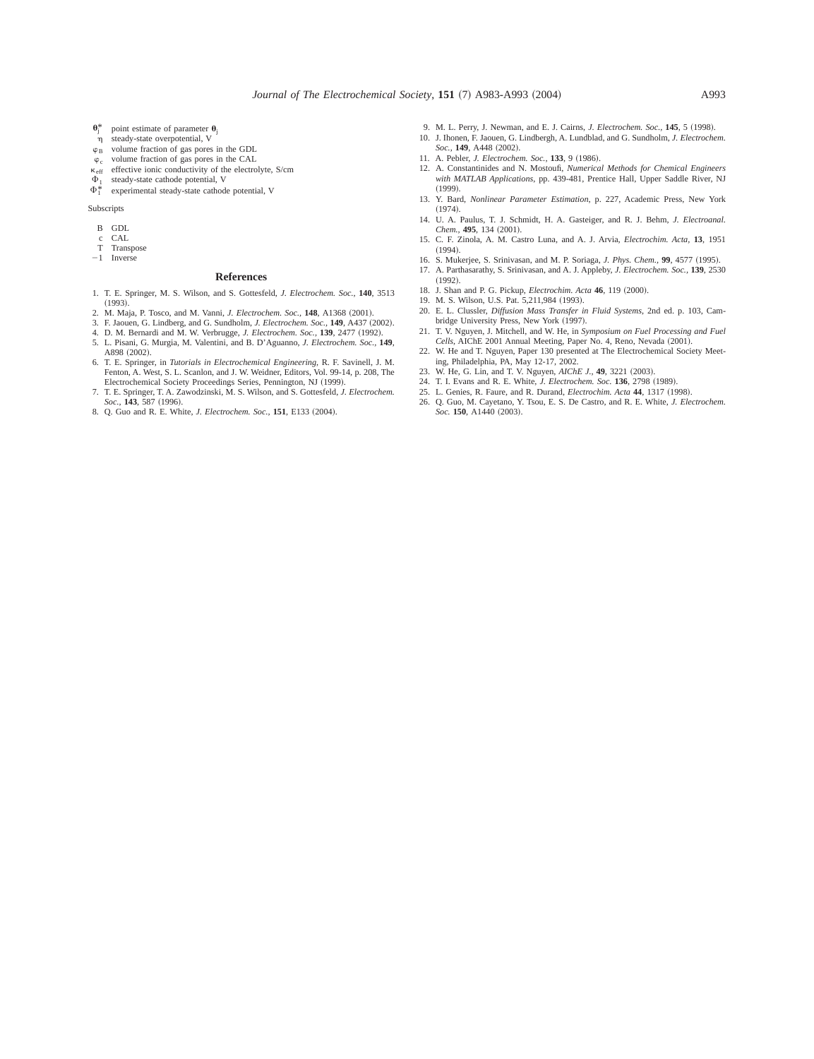| | |
|---|---|
| $\boldsymbol{\theta}_j^*$ | point estimate of parameter $\boldsymbol{\theta}_j$ |
| $\eta$ | steady-state overpotential, V |
| $\varphi_B$ | volume fraction of gas pores in the GDL |
| $\varphi_c$ | volume fraction of gas pores in the CAL |
| $\kappa_{eff}$ | effective ionic conductivity of the electrolyte, S/cm |
| $\Phi_1$ | steady-state cathode potential, V |
| $\Phi_1^*$ | experimental steady-state cathode potential, V |

Subscripts

| | |
|---|---|
| B | GDL |
| c | CAL |
| T | Transpose |
| −1 | Inverse |

## References

1. T. E. Springer, M. S. Wilson, and S. Gottesfeld, *J. Electrochem. Soc.*, **140**, 3513 (1993).
2. M. Maja, P. Tosco, and M. Vanni, *J. Electrochem. Soc.*, **148**, A1368 (2001).
3. F. Jaouen, G. Lindberg, and G. Sundholm, *J. Electrochem. Soc.*, **149**, A437 (2002).
4. D. M. Bernardi and M. W. Verbrugge, *J. Electrochem. Soc.*, **139**, 2477 (1992).
5. L. Pisani, G. Murgia, M. Valentini, and B. D'Aguanno, *J. Electrochem. Soc.*, **149**, A898 (2002).
6. T. E. Springer, in *Tutorials in Electrochemical Engineering*, R. F. Savinell, J. M. Fenton, A. West, S. L. Scanlon, and J. W. Weidner, Editors, Vol. 99-14, p. 208, The Electrochemical Society Proceedings Series, Pennington, NJ (1999).
7. T. E. Springer, T. A. Zawodzinski, M. S. Wilson, and S. Gottesfeld, *J. Electrochem. Soc.*, **143**, 587 (1996).
8. Q. Guo and R. E. White, *J. Electrochem. Soc.*, **151**, E133 (2004).
9. M. L. Perry, J. Newman, and E. J. Cairns, *J. Electrochem. Soc.*, **145**, 5 (1998).
10. J. Ihonen, F. Jaouen, G. Lindbergh, A. Lundblad, and G. Sundholm, *J. Electrochem. Soc.*, **149**, A448 (2002).
11. A. Pebler, *J. Electrochem. Soc.*, **133**, 9 (1986).
12. A. Constantinides and N. Mostoufi, *Numerical Methods for Chemical Engineers with MATLAB Applications*, pp. 439-481, Prentice Hall, Upper Saddle River, NJ (1999).
13. Y. Bard, *Nonlinear Parameter Estimation*, p. 227, Academic Press, New York (1974).
14. U. A. Paulus, T. J. Schmidt, H. A. Gasteiger, and R. J. Behm, *J. Electroanal. Chem.*, **495**, 134 (2001).
15. C. F. Zinola, A. M. Castro Luna, and A. J. Arvia, *Electrochim. Acta*, **13**, 1951 (1994).
16. S. Mukerjee, S. Srinivasan, and M. P. Soriaga, *J. Phys. Chem.*, **99**, 4577 (1995).
17. A. Parthasarathy, S. Srinivasan, and A. J. Appleby, *J. Electrochem. Soc.*, **139**, 2530 (1992).
18. J. Shan and P. G. Pickup, *Electrochim. Acta* **46**, 119 (2000).
19. M. S. Wilson, U.S. Pat. 5,211,984 (1993).
20. E. L. Clussler, *Diffusion Mass Transfer in Fluid Systems*, 2nd ed. p. 103, Cambridge University Press, New York (1997).
21. T. V. Nguyen, J. Mitchell, and W. He, in *Symposium on Fuel Processing and Fuel Cells*, AIChE 2001 Annual Meeting, Paper No. 4, Reno, Nevada (2001).
22. W. He and T. Nguyen, Paper 130 presented at The Electrochemical Society Meeting, Philadelphia, PA, May 12-17, 2002.
23. W. He, G. Lin, and T. V. Nguyen, *AIChE J.*, **49**, 3221 (2003).
24. T. I. Evans and R. E. White, *J. Electrochem. Soc.* **136**, 2798 (1989).
25. L. Genies, R. Faure, and R. Durand, *Electrochim. Acta* **44**, 1317 (1998).
26. Q. Guo, M. Cayetano, Y. Tsou, E. S. De Castro, and R. E. White, *J. Electrochem. Soc.* **150**, A1440 (2003).